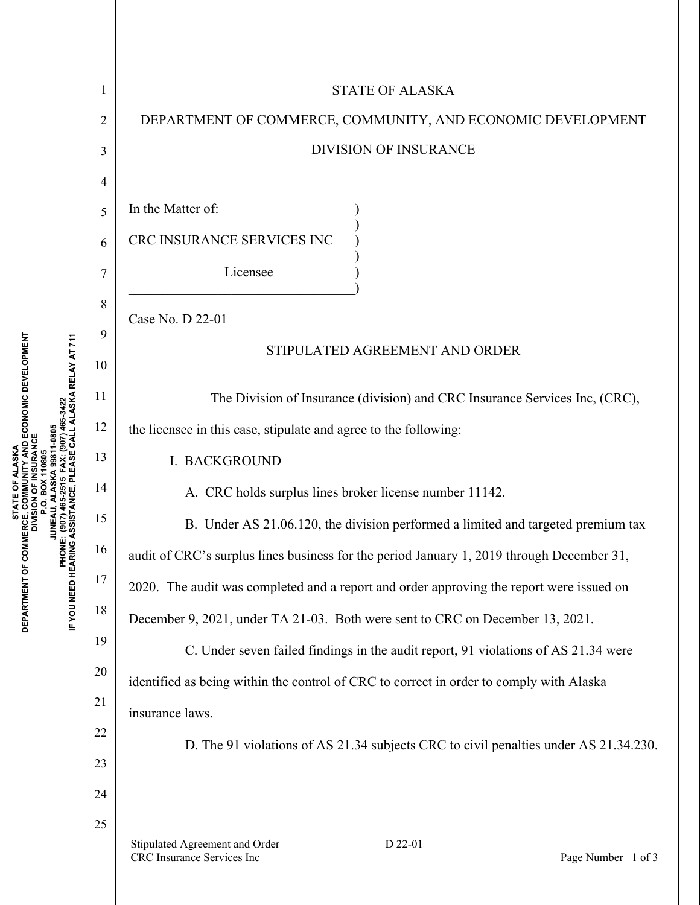STATE OF ALASKA

DEPARTMENT OF COMMERCE, COMMUNITY, AND ECONOMIC DEVELOPMENT

DIVISION OF INSURANCE

In the Matter of:

CRC INSURANCE SERVICES INC

Licensee

Case No. D 22-01

## STIPULATED AGREEMENT AND ORDER

The Division of Insurance (division) and CRC Insurance Services Inc, (CRC), the licensee in this case, stipulate and agree to the following:

I. BACKGROUND

A. CRC holds surplus lines broker license number 11142.

B. Under AS 21.06.120, the division performed a limited and targeted premium tax audit of CRC's surplus lines business for the period January 1, 2019 through December 31, 2020. The audit was completed and a report and order approving the report were issued on December 9, 2021, under TA 21-03. Both were sent to CRC on December 13, 2021.

C. Under seven failed findings in the audit report, 91 violations of AS 21.34 were identified as being within the control of CRC to correct in order to comply with Alaska insurance laws.

D. The 91 violations of AS 21.34 subjects CRC to civil penalties under AS 21.34.230.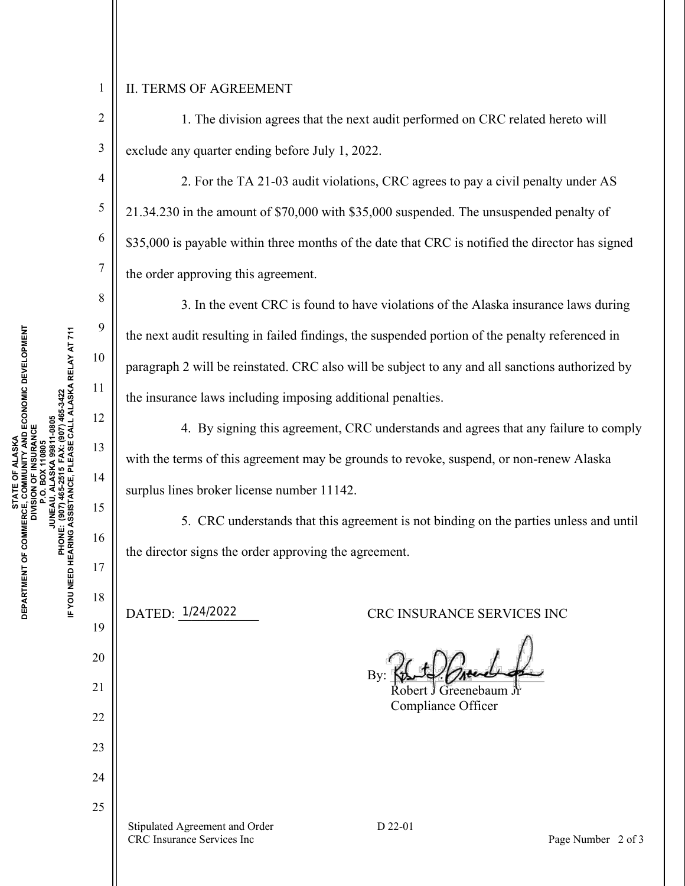## II. TERMS OF AGREEMENT

1. The division agrees that the next audit performed on CRC related hereto will exclude any quarter ending before July 1, 2022.

2. For the TA 21-03 audit violations, CRC agrees to pay a civil penalty under AS 21.34.230 in the amount of $70,000 with $35,000 suspended. The unsuspended penalty of $35,000 is payable within three months of the date that CRC is notified the director has signed the order approving this agreement.

3. In the event CRC is found to have violations of the Alaska insurance laws during the next audit resulting in failed findings, the suspended portion of the penalty referenced in paragraph 2 will be reinstated. CRC also will be subject to any and all sanctions authorized by the insurance laws including imposing additional penalties.

4. By signing this agreement, CRC understands and agrees that any failure to comply with the terms of this agreement may be grounds to revoke, suspend, or non-renew Alaska surplus lines broker license number 11142.

5. CRC understands that this agreement is not binding on the parties unless and until the director signs the order approving the agreement.

DATED: 1/24/2022

CRC INSURANCE SERVICES INC

By: ________________________
Robert J Greenebaum Jr
Compliance Officer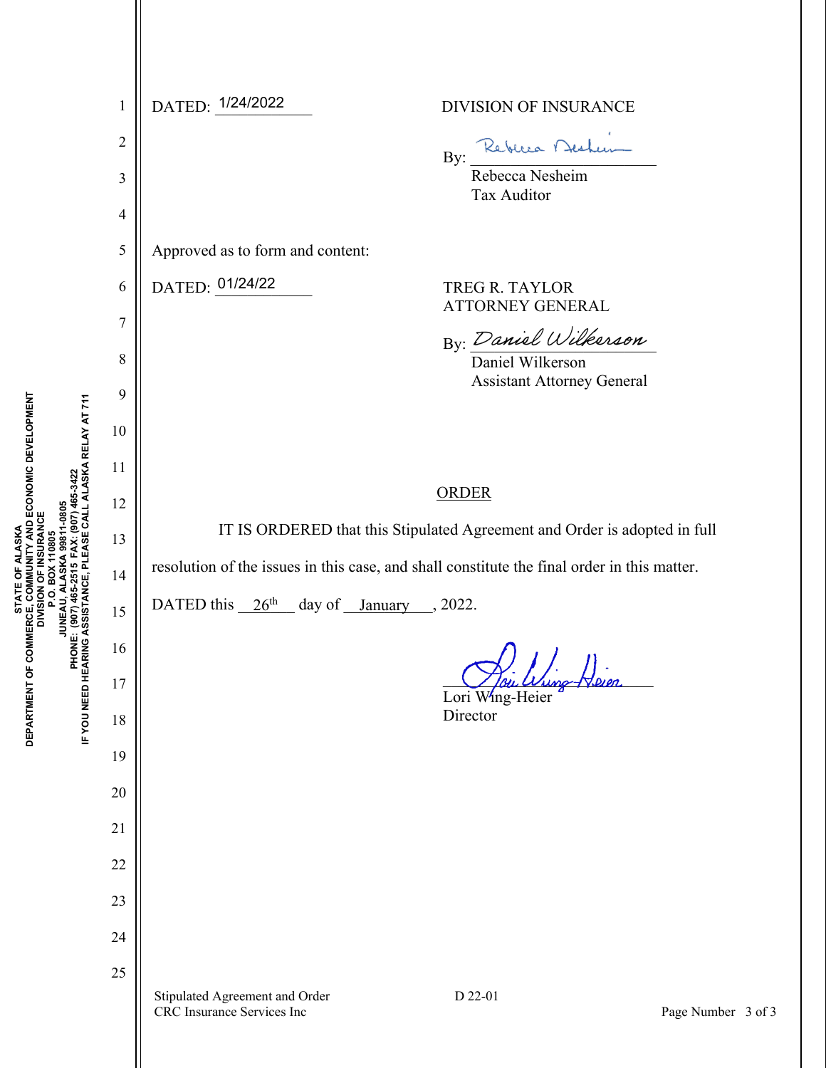DATED: 1/24/2022

DIVISION OF INSURANCE

By: Rebecca Nesheim
Rebecca Nesheim
Tax Auditor

Approved as to form and content:

DATED: 01/24/22

TREG R. TAYLOR
ATTORNEY GENERAL

By: Daniel Wilkerson
Daniel Wilkerson
Assistant Attorney General

ORDER

IT IS ORDERED that this Stipulated Agreement and Order is adopted in full resolution of the issues in this case, and shall constitute the final order in this matter.

DATED this 26th day of January, 2022.

Lori Wing-Heier
Director